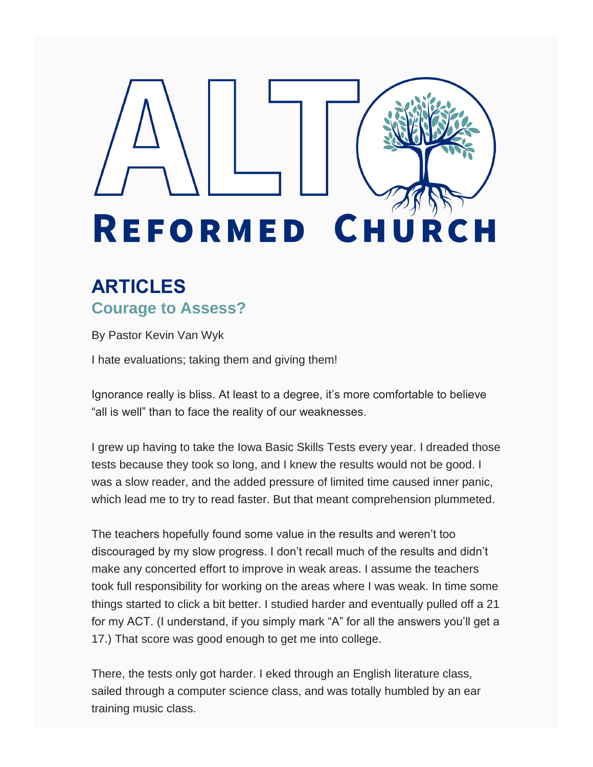ALTO REFORMED CHURCH

## ARTICLES

### Courage to Assess?

By Pastor Kevin Van Wyk

I hate evaluations; taking them and giving them!

Ignorance really is bliss. At least to a degree, it's more comfortable to believe "all is well" than to face the reality of our weaknesses.

I grew up having to take the Iowa Basic Skills Tests every year. I dreaded those tests because they took so long, and I knew the results would not be good. I was a slow reader, and the added pressure of limited time caused inner panic, which lead me to try to read faster. But that meant comprehension plummeted.

The teachers hopefully found some value in the results and weren't too discouraged by my slow progress. I don't recall much of the results and didn't make any concerted effort to improve in weak areas. I assume the teachers took full responsibility for working on the areas where I was weak. In time some things started to click a bit better. I studied harder and eventually pulled off a 21 for my ACT. (I understand, if you simply mark "A" for all the answers you'll get a 17.) That score was good enough to get me into college.

There, the tests only got harder. I eked through an English literature class, sailed through a computer science class, and was totally humbled by an ear training music class.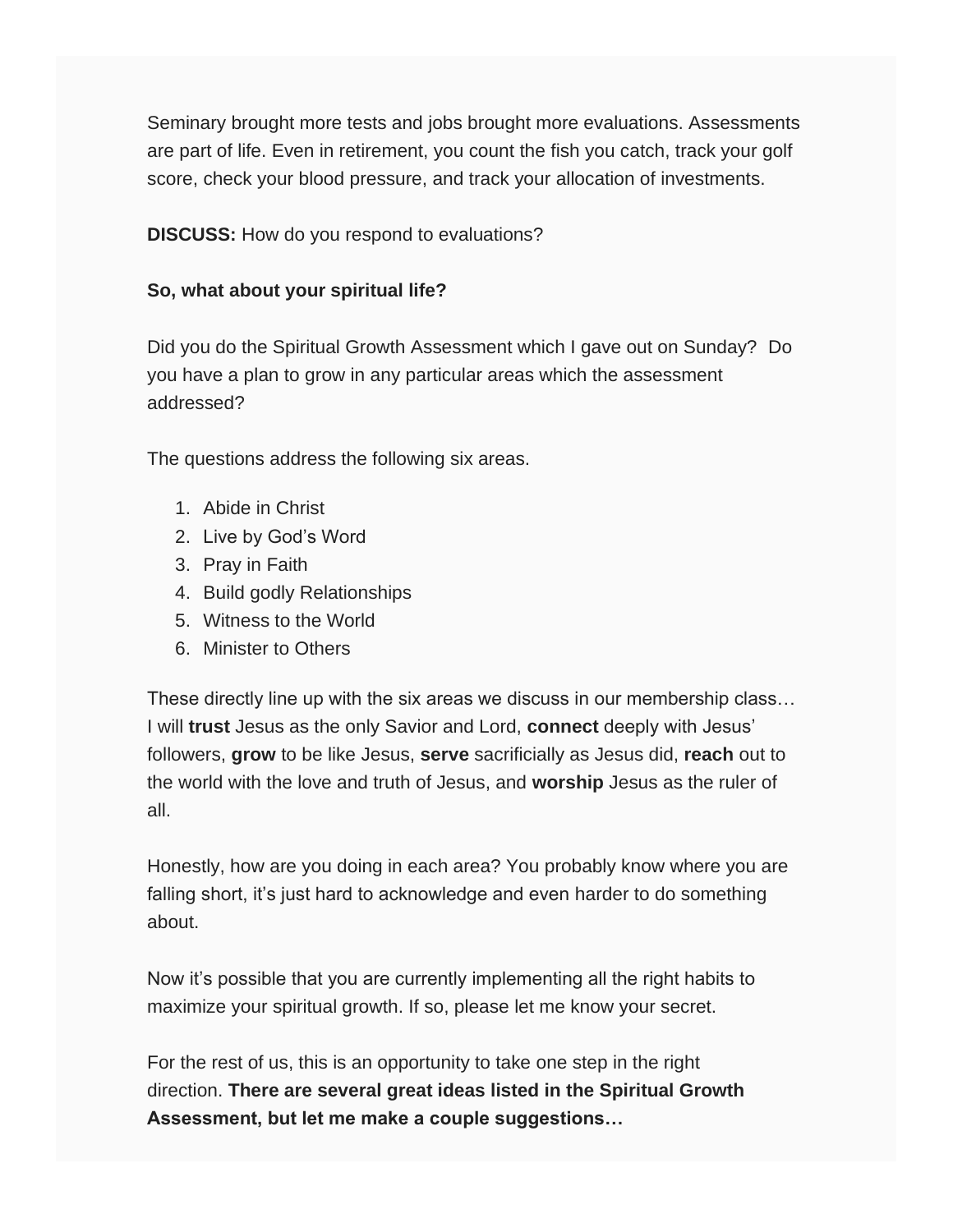Seminary brought more tests and jobs brought more evaluations. Assessments are part of life. Even in retirement, you count the fish you catch, track your golf score, check your blood pressure, and track your allocation of investments.

**DISCUSS:** How do you respond to evaluations?

**So, what about your spiritual life?**

Did you do the Spiritual Growth Assessment which I gave out on Sunday? Do you have a plan to grow in any particular areas which the assessment addressed?

The questions address the following six areas.

1. Abide in Christ
2. Live by God's Word
3. Pray in Faith
4. Build godly Relationships
5. Witness to the World
6. Minister to Others

These directly line up with the six areas we discuss in our membership class… I will **trust** Jesus as the only Savior and Lord, **connect** deeply with Jesus' followers, **grow** to be like Jesus, **serve** sacrificially as Jesus did, **reach** out to the world with the love and truth of Jesus, and **worship** Jesus as the ruler of all.

Honestly, how are you doing in each area? You probably know where you are falling short, it's just hard to acknowledge and even harder to do something about.

Now it's possible that you are currently implementing all the right habits to maximize your spiritual growth. If so, please let me know your secret.

For the rest of us, this is an opportunity to take one step in the right direction. **There are several great ideas listed in the Spiritual Growth Assessment, but let me make a couple suggestions…**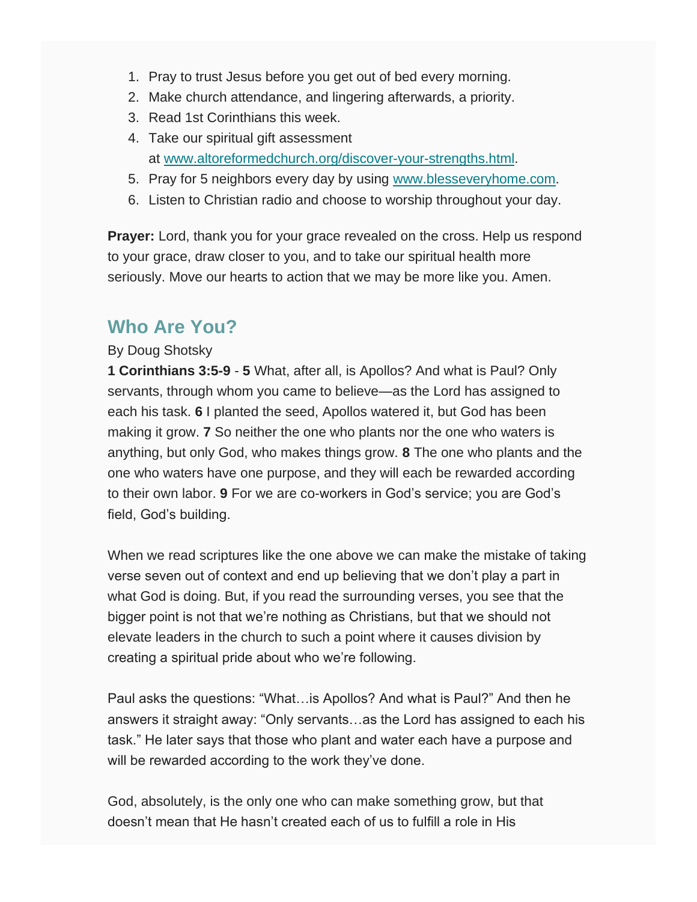1. Pray to trust Jesus before you get out of bed every morning.
2. Make church attendance, and lingering afterwards, a priority.
3. Read 1st Corinthians this week.
4. Take our spiritual gift assessment at [www.altoreformedchurch.org/discover-your-strengths.html](http://www.altoreformedchurch.org/discover-your-strengths.html).
5. Pray for 5 neighbors every day by using [www.blesseveryhome.com](http://www.blesseveryhome.com).
6. Listen to Christian radio and choose to worship throughout your day.

**Prayer:** Lord, thank you for your grace revealed on the cross. Help us respond to your grace, draw closer to you, and to take our spiritual health more seriously. Move our hearts to action that we may be more like you. Amen.

## Who Are You?

By Doug Shotsky

**1 Corinthians 3:5-9** - **5** What, after all, is Apollos? And what is Paul? Only servants, through whom you came to believe—as the Lord has assigned to each his task. **6** I planted the seed, Apollos watered it, but God has been making it grow. **7** So neither the one who plants nor the one who waters is anything, but only God, who makes things grow. **8** The one who plants and the one who waters have one purpose, and they will each be rewarded according to their own labor. **9** For we are co-workers in God's service; you are God's field, God's building.

When we read scriptures like the one above we can make the mistake of taking verse seven out of context and end up believing that we don't play a part in what God is doing. But, if you read the surrounding verses, you see that the bigger point is not that we're nothing as Christians, but that we should not elevate leaders in the church to such a point where it causes division by creating a spiritual pride about who we're following.

Paul asks the questions: "What…is Apollos? And what is Paul?" And then he answers it straight away: "Only servants…as the Lord has assigned to each his task." He later says that those who plant and water each have a purpose and will be rewarded according to the work they've done.

God, absolutely, is the only one who can make something grow, but that doesn't mean that He hasn't created each of us to fulfill a role in His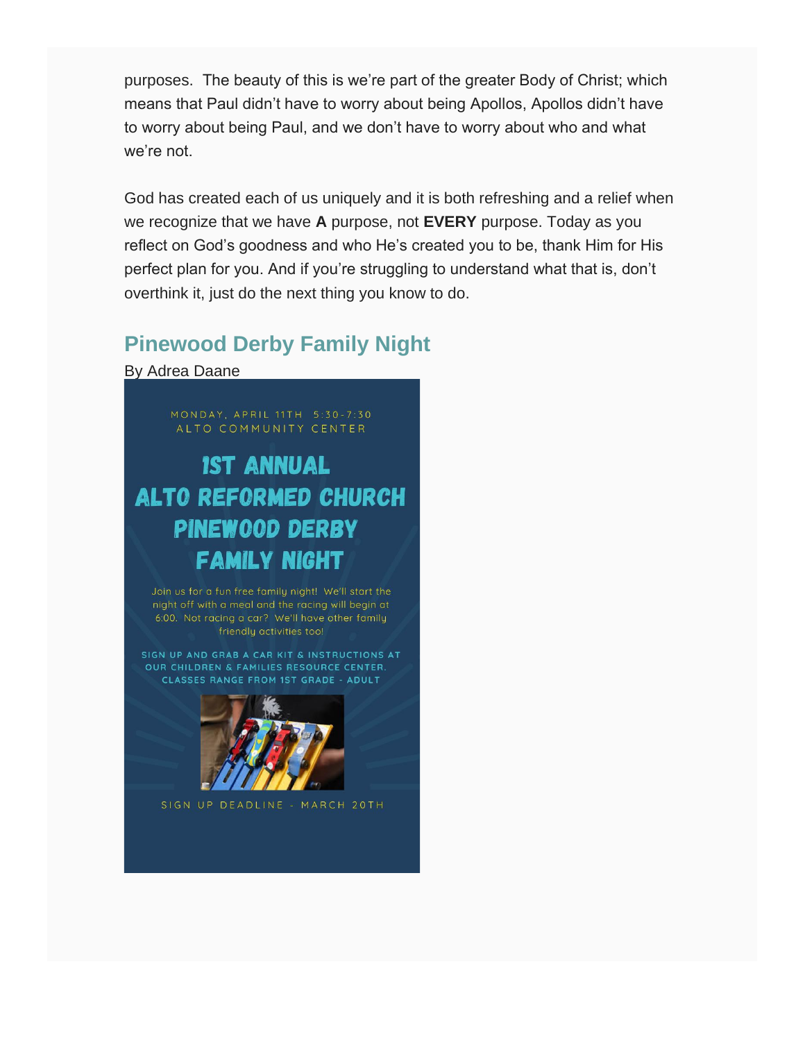purposes.  The beauty of this is we're part of the greater Body of Christ; which means that Paul didn't have to worry about being Apollos, Apollos didn't have to worry about being Paul, and we don't have to worry about who and what we're not.

God has created each of us uniquely and it is both refreshing and a relief when we recognize that we have **A** purpose, not **EVERY** purpose. Today as you reflect on God's goodness and who He's created you to be, thank Him for His perfect plan for you. And if you're struggling to understand what that is, don't overthink it, just do the next thing you know to do.

## Pinewood Derby Family Night

By Adrea Daane

MONDAY, APRIL 11TH  5:30-7:30
ALTO COMMUNITY CENTER

**1ST ANNUAL ALTO REFORMED CHURCH PINEWOOD DERBY FAMILY NIGHT**

Join us for a fun free family night!  We'll start the night off with a meal and the racing will begin at 6:00.  Not racing a car?  We'll have other family friendly activities too!

SIGN UP AND GRAB A CAR KIT & INSTRUCTIONS AT OUR CHILDREN & FAMILIES RESOURCE CENTER. CLASSES RANGE FROM 1ST GRADE - ADULT

SIGN UP DEADLINE - MARCH 20TH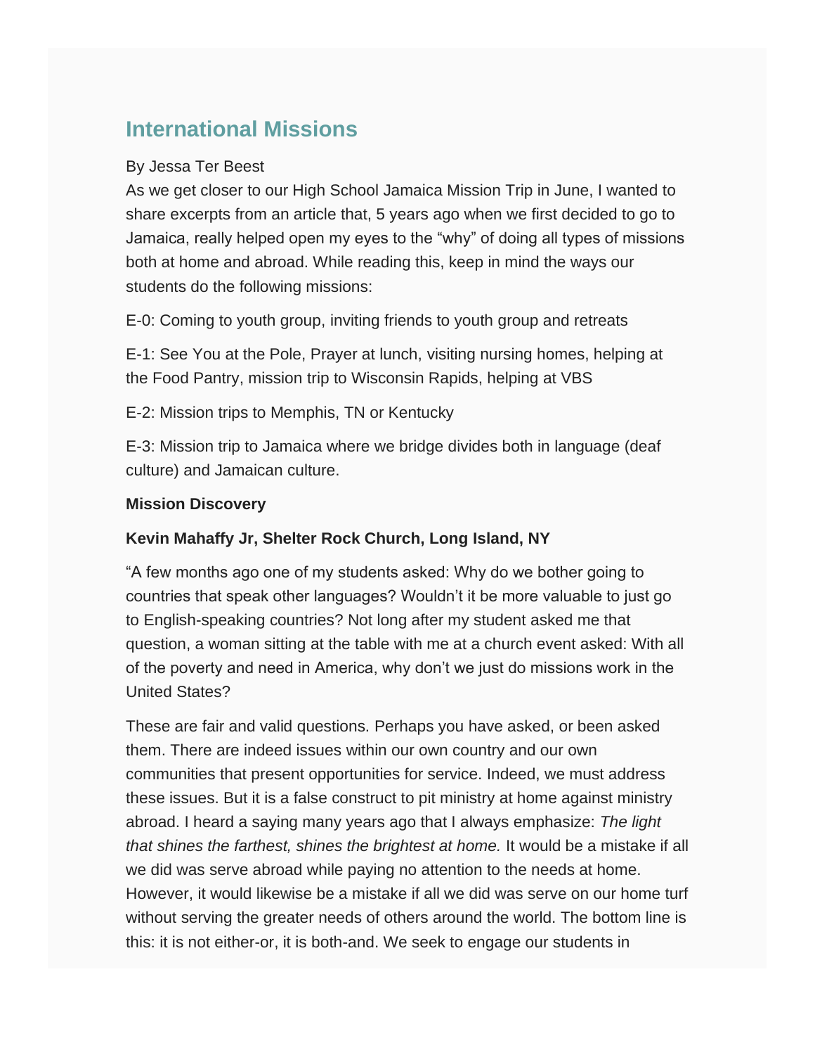## International Missions

By Jessa Ter Beest

As we get closer to our High School Jamaica Mission Trip in June, I wanted to share excerpts from an article that, 5 years ago when we first decided to go to Jamaica, really helped open my eyes to the "why" of doing all types of missions both at home and abroad. While reading this, keep in mind the ways our students do the following missions:

E-0: Coming to youth group, inviting friends to youth group and retreats

E-1: See You at the Pole, Prayer at lunch, visiting nursing homes, helping at the Food Pantry, mission trip to Wisconsin Rapids, helping at VBS

E-2: Mission trips to Memphis, TN or Kentucky

E-3: Mission trip to Jamaica where we bridge divides both in language (deaf culture) and Jamaican culture.

**Mission Discovery**

**Kevin Mahaffy Jr, Shelter Rock Church, Long Island, NY**

"A few months ago one of my students asked: Why do we bother going to countries that speak other languages? Wouldn't it be more valuable to just go to English-speaking countries? Not long after my student asked me that question, a woman sitting at the table with me at a church event asked: With all of the poverty and need in America, why don't we just do missions work in the United States?

These are fair and valid questions. Perhaps you have asked, or been asked them. There are indeed issues within our own country and our own communities that present opportunities for service. Indeed, we must address these issues. But it is a false construct to pit ministry at home against ministry abroad. I heard a saying many years ago that I always emphasize: *The light that shines the farthest, shines the brightest at home.* It would be a mistake if all we did was serve abroad while paying no attention to the needs at home. However, it would likewise be a mistake if all we did was serve on our home turf without serving the greater needs of others around the world. The bottom line is this: it is not either-or, it is both-and. We seek to engage our students in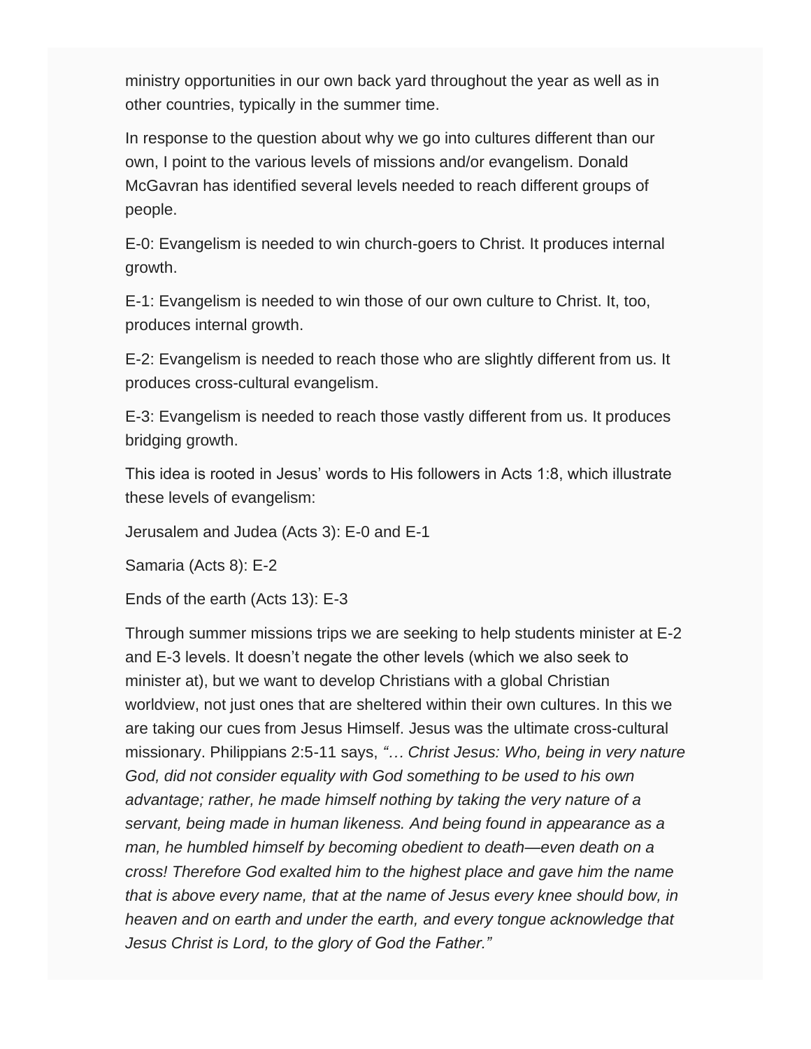ministry opportunities in our own back yard throughout the year as well as in other countries, typically in the summer time.

In response to the question about why we go into cultures different than our own, I point to the various levels of missions and/or evangelism. Donald McGavran has identified several levels needed to reach different groups of people.

E-0: Evangelism is needed to win church-goers to Christ. It produces internal growth.

E-1: Evangelism is needed to win those of our own culture to Christ. It, too, produces internal growth.

E-2: Evangelism is needed to reach those who are slightly different from us. It produces cross-cultural evangelism.

E-3: Evangelism is needed to reach those vastly different from us. It produces bridging growth.

This idea is rooted in Jesus' words to His followers in Acts 1:8, which illustrate these levels of evangelism:

Jerusalem and Judea (Acts 3): E-0 and E-1

Samaria (Acts 8): E-2

Ends of the earth (Acts 13): E-3

Through summer missions trips we are seeking to help students minister at E-2 and E-3 levels. It doesn't negate the other levels (which we also seek to minister at), but we want to develop Christians with a global Christian worldview, not just ones that are sheltered within their own cultures. In this we are taking our cues from Jesus Himself. Jesus was the ultimate cross-cultural missionary. Philippians 2:5-11 says, *"… Christ Jesus: Who, being in very nature God, did not consider equality with God something to be used to his own advantage; rather, he made himself nothing by taking the very nature of a servant, being made in human likeness. And being found in appearance as a man, he humbled himself by becoming obedient to death—even death on a cross! Therefore God exalted him to the highest place and gave him the name that is above every name, that at the name of Jesus every knee should bow, in heaven and on earth and under the earth, and every tongue acknowledge that Jesus Christ is Lord, to the glory of God the Father."*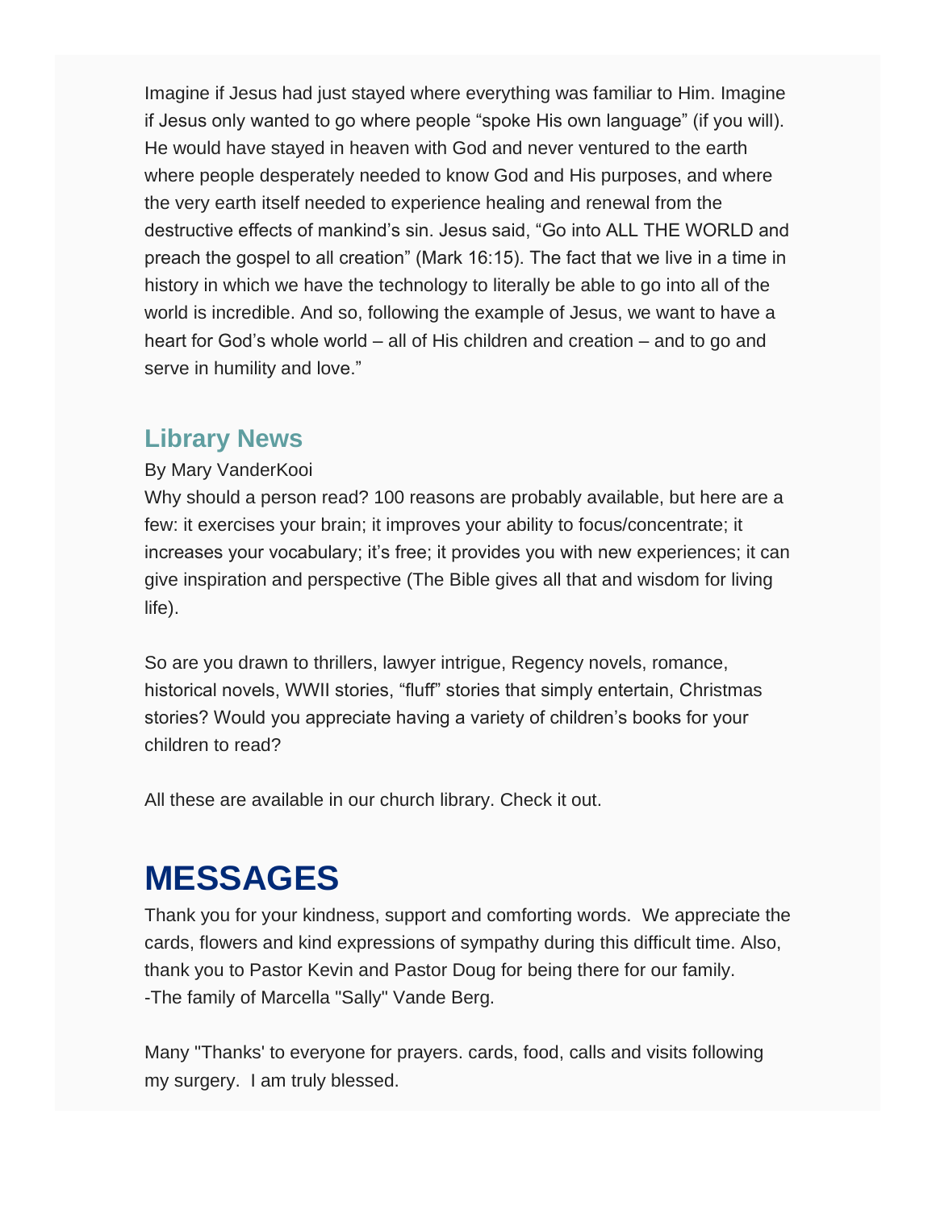Imagine if Jesus had just stayed where everything was familiar to Him. Imagine if Jesus only wanted to go where people "spoke His own language" (if you will). He would have stayed in heaven with God and never ventured to the earth where people desperately needed to know God and His purposes, and where the very earth itself needed to experience healing and renewal from the destructive effects of mankind's sin. Jesus said, "Go into ALL THE WORLD and preach the gospel to all creation" (Mark 16:15). The fact that we live in a time in history in which we have the technology to literally be able to go into all of the world is incredible. And so, following the example of Jesus, we want to have a heart for God's whole world – all of His children and creation – and to go and serve in humility and love."

## Library News

By Mary VanderKooi

Why should a person read? 100 reasons are probably available, but here are a few: it exercises your brain; it improves your ability to focus/concentrate; it increases your vocabulary; it's free; it provides you with new experiences; it can give inspiration and perspective (The Bible gives all that and wisdom for living life).

So are you drawn to thrillers, lawyer intrigue, Regency novels, romance, historical novels, WWII stories, "fluff" stories that simply entertain, Christmas stories? Would you appreciate having a variety of children's books for your children to read?

All these are available in our church library. Check it out.

# MESSAGES

Thank you for your kindness, support and comforting words. We appreciate the cards, flowers and kind expressions of sympathy during this difficult time. Also, thank you to Pastor Kevin and Pastor Doug for being there for our family.
-The family of Marcella "Sally" Vande Berg.

Many "Thanks' to everyone for prayers. cards, food, calls and visits following my surgery. I am truly blessed.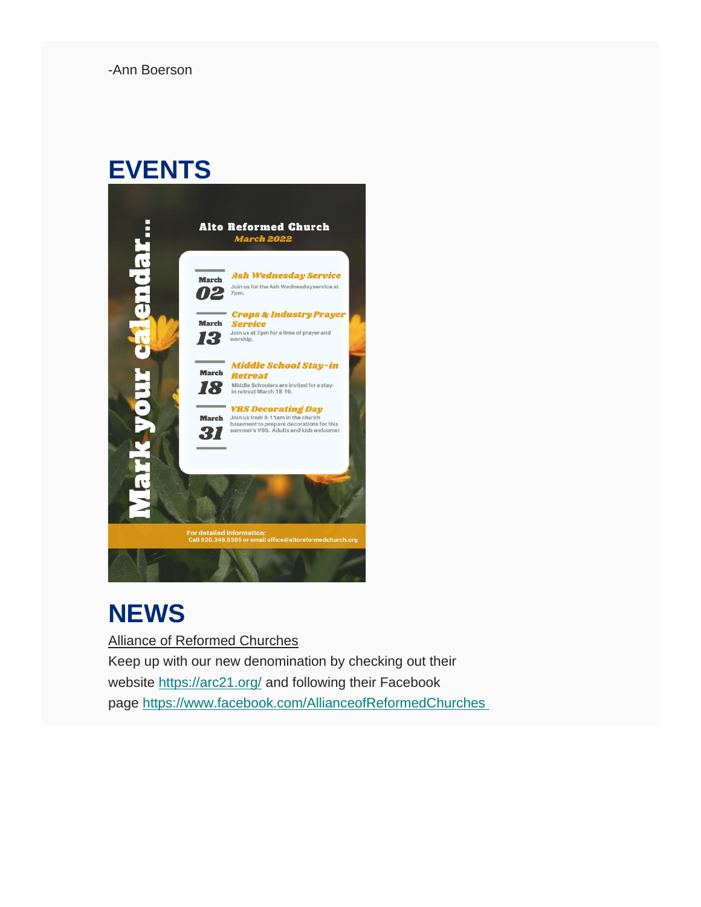-Ann Boerson

# EVENTS

Mark your calendar...

**Alto Reformed Church**
*March 2022*

March **02** — ***Ash Wednesday Service***
Join us for the Ash Wednesday service at 7pm.

March **13** — ***Crops & Industry Prayer Service***
Join us at 7pm for a time of prayer and worship.

March **18** — ***Middle School Stay-in Retreat***
Middle Schoolers are invited for a stay-in retreat March 18-19.

March **31** — ***VBS Decorating Day***
Join us from 9-11am in the church basement to prepare decorations for this summer's VBS. Adults and kids welcome!

For detailed information:
Call 920.346.5505 or email office@altoreformedchurch.org

# NEWS

Alliance of Reformed Churches

Keep up with our new denomination by checking out their website https://arc21.org/ and following their Facebook page https://www.facebook.com/AllianceofReformedChurches